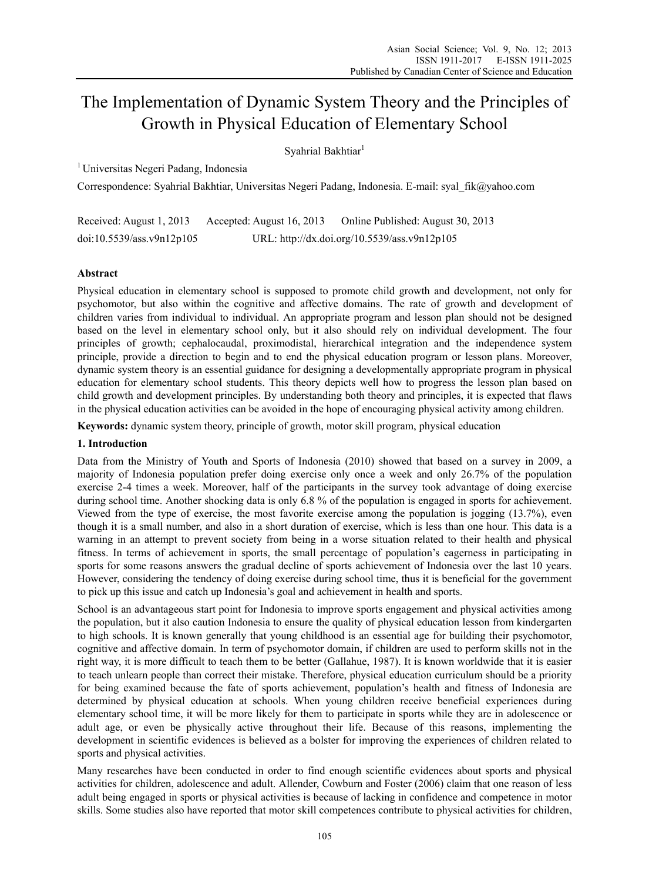# The Implementation of Dynamic System Theory and the Principles of Growth in Physical Education of Elementary School

Syahrial Bakhtiar[1]

[1] Universitas Negeri Padang, Indonesia

Correspondence: Syahrial Bakhtiar, Universitas Negeri Padang, Indonesia. E-mail: syal_fik@yahoo.com

Received: August 1, 2013    Accepted: August 16, 2013    Online Published: August 30, 2013

doi:10.5539/ass.v9n12p105    URL: http://dx.doi.org/10.5539/ass.v9n12p105

## Abstract

Physical education in elementary school is supposed to promote child growth and development, not only for psychomotor, but also within the cognitive and affective domains. The rate of growth and development of children varies from individual to individual. An appropriate program and lesson plan should not be designed based on the level in elementary school only, but it also should rely on individual development. The four principles of growth; cephalocaudal, proximodistal, hierarchical integration and the independence system principle, provide a direction to begin and to end the physical education program or lesson plans. Moreover, dynamic system theory is an essential guidance for designing a developmentally appropriate program in physical education for elementary school students. This theory depicts well how to progress the lesson plan based on child growth and development principles. By understanding both theory and principles, it is expected that flaws in the physical education activities can be avoided in the hope of encouraging physical activity among children.

**Keywords:** dynamic system theory, principle of growth, motor skill program, physical education

## 1. Introduction

Data from the Ministry of Youth and Sports of Indonesia (2010) showed that based on a survey in 2009, a majority of Indonesia population prefer doing exercise only once a week and only 26.7% of the population exercise 2-4 times a week. Moreover, half of the participants in the survey took advantage of doing exercise during school time. Another shocking data is only 6.8 % of the population is engaged in sports for achievement. Viewed from the type of exercise, the most favorite exercise among the population is jogging (13.7%), even though it is a small number, and also in a short duration of exercise, which is less than one hour. This data is a warning in an attempt to prevent society from being in a worse situation related to their health and physical fitness. In terms of achievement in sports, the small percentage of population's eagerness in participating in sports for some reasons answers the gradual decline of sports achievement of Indonesia over the last 10 years. However, considering the tendency of doing exercise during school time, thus it is beneficial for the government to pick up this issue and catch up Indonesia's goal and achievement in health and sports.

School is an advantageous start point for Indonesia to improve sports engagement and physical activities among the population, but it also caution Indonesia to ensure the quality of physical education lesson from kindergarten to high schools. It is known generally that young childhood is an essential age for building their psychomotor, cognitive and affective domain. In term of psychomotor domain, if children are used to perform skills not in the right way, it is more difficult to teach them to be better (Gallahue, 1987). It is known worldwide that it is easier to teach unlearn people than correct their mistake. Therefore, physical education curriculum should be a priority for being examined because the fate of sports achievement, population's health and fitness of Indonesia are determined by physical education at schools. When young children receive beneficial experiences during elementary school time, it will be more likely for them to participate in sports while they are in adolescence or adult age, or even be physically active throughout their life. Because of this reasons, implementing the development in scientific evidences is believed as a bolster for improving the experiences of children related to sports and physical activities.

Many researches have been conducted in order to find enough scientific evidences about sports and physical activities for children, adolescence and adult. Allender, Cowburn and Foster (2006) claim that one reason of less adult being engaged in sports or physical activities is because of lacking in confidence and competence in motor skills. Some studies also have reported that motor skill competences contribute to physical activities for children,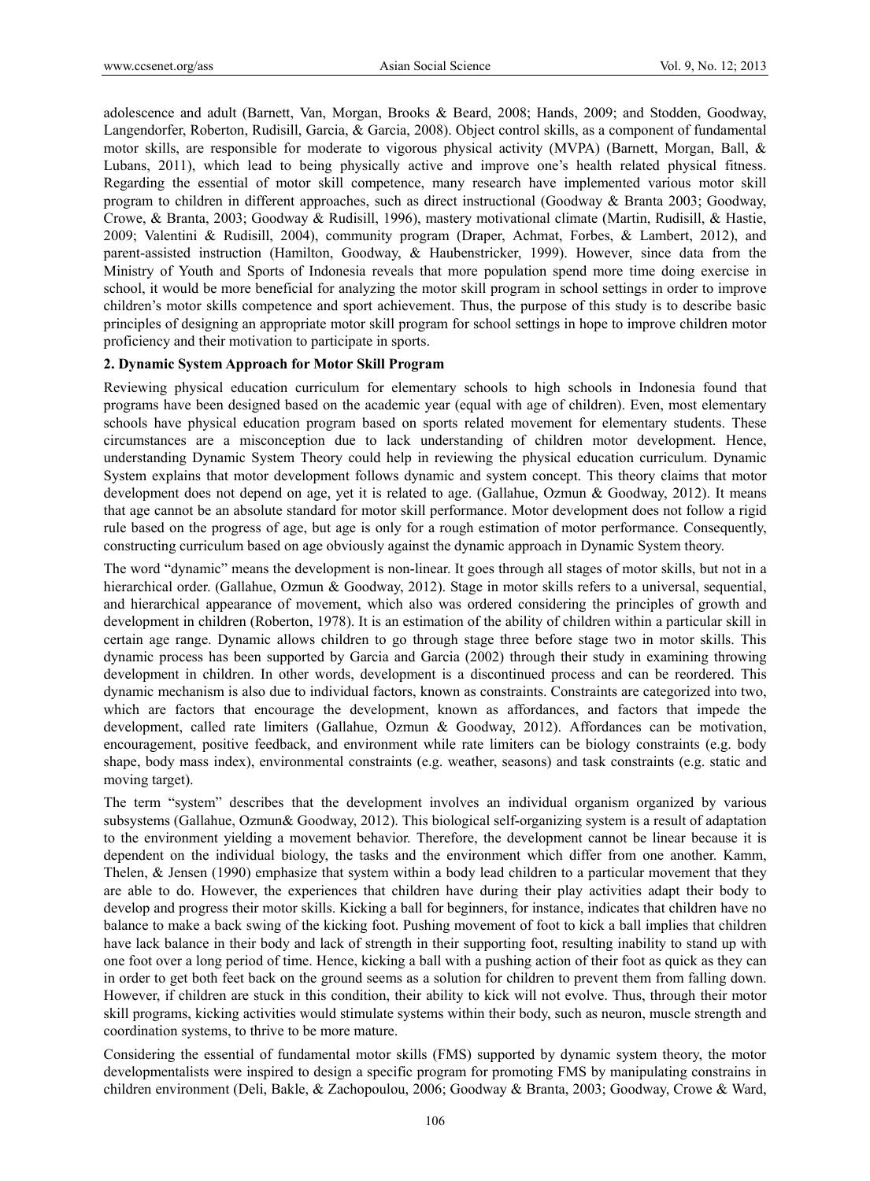adolescence and adult (Barnett, Van, Morgan, Brooks & Beard, 2008; Hands, 2009; and Stodden, Goodway, Langendorfer, Roberton, Rudisill, Garcia, & Garcia, 2008). Object control skills, as a component of fundamental motor skills, are responsible for moderate to vigorous physical activity (MVPA) (Barnett, Morgan, Ball, & Lubans, 2011), which lead to being physically active and improve one's health related physical fitness. Regarding the essential of motor skill competence, many research have implemented various motor skill program to children in different approaches, such as direct instructional (Goodway & Branta 2003; Goodway, Crowe, & Branta, 2003; Goodway & Rudisill, 1996), mastery motivational climate (Martin, Rudisill, & Hastie, 2009; Valentini & Rudisill, 2004), community program (Draper, Achmat, Forbes, & Lambert, 2012), and parent-assisted instruction (Hamilton, Goodway, & Haubenstricker, 1999). However, since data from the Ministry of Youth and Sports of Indonesia reveals that more population spend more time doing exercise in school, it would be more beneficial for analyzing the motor skill program in school settings in order to improve children's motor skills competence and sport achievement. Thus, the purpose of this study is to describe basic principles of designing an appropriate motor skill program for school settings in hope to improve children motor proficiency and their motivation to participate in sports.

## 2. Dynamic System Approach for Motor Skill Program

Reviewing physical education curriculum for elementary schools to high schools in Indonesia found that programs have been designed based on the academic year (equal with age of children). Even, most elementary schools have physical education program based on sports related movement for elementary students. These circumstances are a misconception due to lack understanding of children motor development. Hence, understanding Dynamic System Theory could help in reviewing the physical education curriculum. Dynamic System explains that motor development follows dynamic and system concept. This theory claims that motor development does not depend on age, yet it is related to age. (Gallahue, Ozmun & Goodway, 2012). It means that age cannot be an absolute standard for motor skill performance. Motor development does not follow a rigid rule based on the progress of age, but age is only for a rough estimation of motor performance. Consequently, constructing curriculum based on age obviously against the dynamic approach in Dynamic System theory.

The word "dynamic" means the development is non-linear. It goes through all stages of motor skills, but not in a hierarchical order. (Gallahue, Ozmun & Goodway, 2012). Stage in motor skills refers to a universal, sequential, and hierarchical appearance of movement, which also was ordered considering the principles of growth and development in children (Roberton, 1978). It is an estimation of the ability of children within a particular skill in certain age range. Dynamic allows children to go through stage three before stage two in motor skills. This dynamic process has been supported by Garcia and Garcia (2002) through their study in examining throwing development in children. In other words, development is a discontinued process and can be reordered. This dynamic mechanism is also due to individual factors, known as constraints. Constraints are categorized into two, which are factors that encourage the development, known as affordances, and factors that impede the development, called rate limiters (Gallahue, Ozmun & Goodway, 2012). Affordances can be motivation, encouragement, positive feedback, and environment while rate limiters can be biology constraints (e.g. body shape, body mass index), environmental constraints (e.g. weather, seasons) and task constraints (e.g. static and moving target).

The term "system" describes that the development involves an individual organism organized by various subsystems (Gallahue, Ozmun& Goodway, 2012). This biological self-organizing system is a result of adaptation to the environment yielding a movement behavior. Therefore, the development cannot be linear because it is dependent on the individual biology, the tasks and the environment which differ from one another. Kamm, Thelen, & Jensen (1990) emphasize that system within a body lead children to a particular movement that they are able to do. However, the experiences that children have during their play activities adapt their body to develop and progress their motor skills. Kicking a ball for beginners, for instance, indicates that children have no balance to make a back swing of the kicking foot. Pushing movement of foot to kick a ball implies that children have lack balance in their body and lack of strength in their supporting foot, resulting inability to stand up with one foot over a long period of time. Hence, kicking a ball with a pushing action of their foot as quick as they can in order to get both feet back on the ground seems as a solution for children to prevent them from falling down. However, if children are stuck in this condition, their ability to kick will not evolve. Thus, through their motor skill programs, kicking activities would stimulate systems within their body, such as neuron, muscle strength and coordination systems, to thrive to be more mature.

Considering the essential of fundamental motor skills (FMS) supported by dynamic system theory, the motor developmentalists were inspired to design a specific program for promoting FMS by manipulating constrains in children environment (Deli, Bakle, & Zachopoulou, 2006; Goodway & Branta, 2003; Goodway, Crowe & Ward,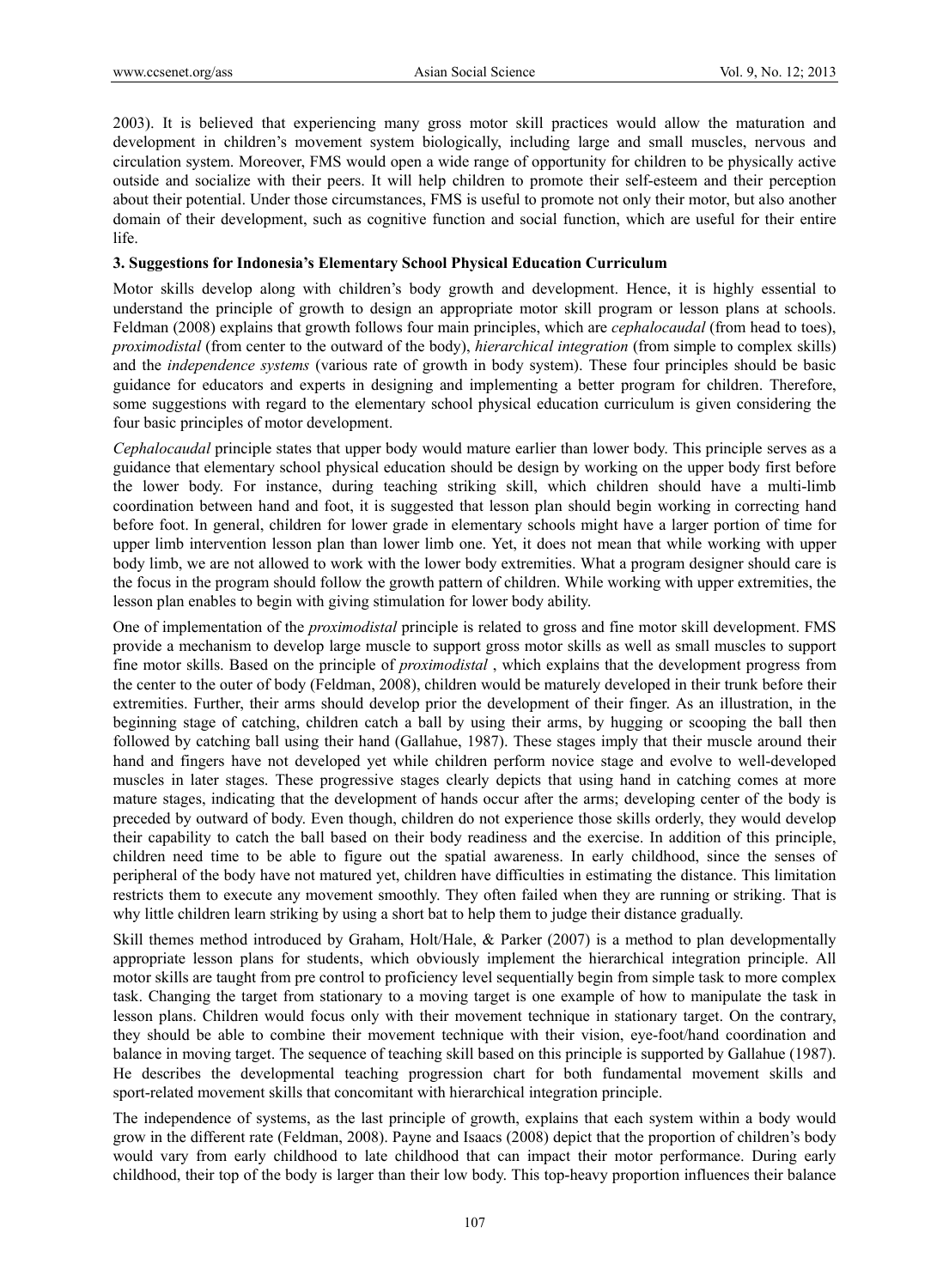2003). It is believed that experiencing many gross motor skill practices would allow the maturation and development in children's movement system biologically, including large and small muscles, nervous and circulation system. Moreover, FMS would open a wide range of opportunity for children to be physically active outside and socialize with their peers. It will help children to promote their self-esteem and their perception about their potential. Under those circumstances, FMS is useful to promote not only their motor, but also another domain of their development, such as cognitive function and social function, which are useful for their entire life.

### 3. Suggestions for Indonesia's Elementary School Physical Education Curriculum

Motor skills develop along with children's body growth and development. Hence, it is highly essential to understand the principle of growth to design an appropriate motor skill program or lesson plans at schools. Feldman (2008) explains that growth follows four main principles, which are *cephalocaudal* (from head to toes), *proximodistal* (from center to the outward of the body), *hierarchical integration* (from simple to complex skills) and the *independence systems* (various rate of growth in body system). These four principles should be basic guidance for educators and experts in designing and implementing a better program for children. Therefore, some suggestions with regard to the elementary school physical education curriculum is given considering the four basic principles of motor development.

*Cephalocaudal* principle states that upper body would mature earlier than lower body. This principle serves as a guidance that elementary school physical education should be design by working on the upper body first before the lower body. For instance, during teaching striking skill, which children should have a multi-limb coordination between hand and foot, it is suggested that lesson plan should begin working in correcting hand before foot. In general, children for lower grade in elementary schools might have a larger portion of time for upper limb intervention lesson plan than lower limb one. Yet, it does not mean that while working with upper body limb, we are not allowed to work with the lower body extremities. What a program designer should care is the focus in the program should follow the growth pattern of children. While working with upper extremities, the lesson plan enables to begin with giving stimulation for lower body ability.

One of implementation of the *proximodistal* principle is related to gross and fine motor skill development. FMS provide a mechanism to develop large muscle to support gross motor skills as well as small muscles to support fine motor skills. Based on the principle of *proximodistal* , which explains that the development progress from the center to the outer of body (Feldman, 2008), children would be maturely developed in their trunk before their extremities. Further, their arms should develop prior the development of their finger. As an illustration, in the beginning stage of catching, children catch a ball by using their arms, by hugging or scooping the ball then followed by catching ball using their hand (Gallahue, 1987). These stages imply that their muscle around their hand and fingers have not developed yet while children perform novice stage and evolve to well-developed muscles in later stages. These progressive stages clearly depicts that using hand in catching comes at more mature stages, indicating that the development of hands occur after the arms; developing center of the body is preceded by outward of body. Even though, children do not experience those skills orderly, they would develop their capability to catch the ball based on their body readiness and the exercise. In addition of this principle, children need time to be able to figure out the spatial awareness. In early childhood, since the senses of peripheral of the body have not matured yet, children have difficulties in estimating the distance. This limitation restricts them to execute any movement smoothly. They often failed when they are running or striking. That is why little children learn striking by using a short bat to help them to judge their distance gradually.

Skill themes method introduced by Graham, Holt/Hale, & Parker (2007) is a method to plan developmentally appropriate lesson plans for students, which obviously implement the hierarchical integration principle. All motor skills are taught from pre control to proficiency level sequentially begin from simple task to more complex task. Changing the target from stationary to a moving target is one example of how to manipulate the task in lesson plans. Children would focus only with their movement technique in stationary target. On the contrary, they should be able to combine their movement technique with their vision, eye-foot/hand coordination and balance in moving target. The sequence of teaching skill based on this principle is supported by Gallahue (1987). He describes the developmental teaching progression chart for both fundamental movement skills and sport-related movement skills that concomitant with hierarchical integration principle.

The independence of systems, as the last principle of growth, explains that each system within a body would grow in the different rate (Feldman, 2008). Payne and Isaacs (2008) depict that the proportion of children's body would vary from early childhood to late childhood that can impact their motor performance. During early childhood, their top of the body is larger than their low body. This top-heavy proportion influences their balance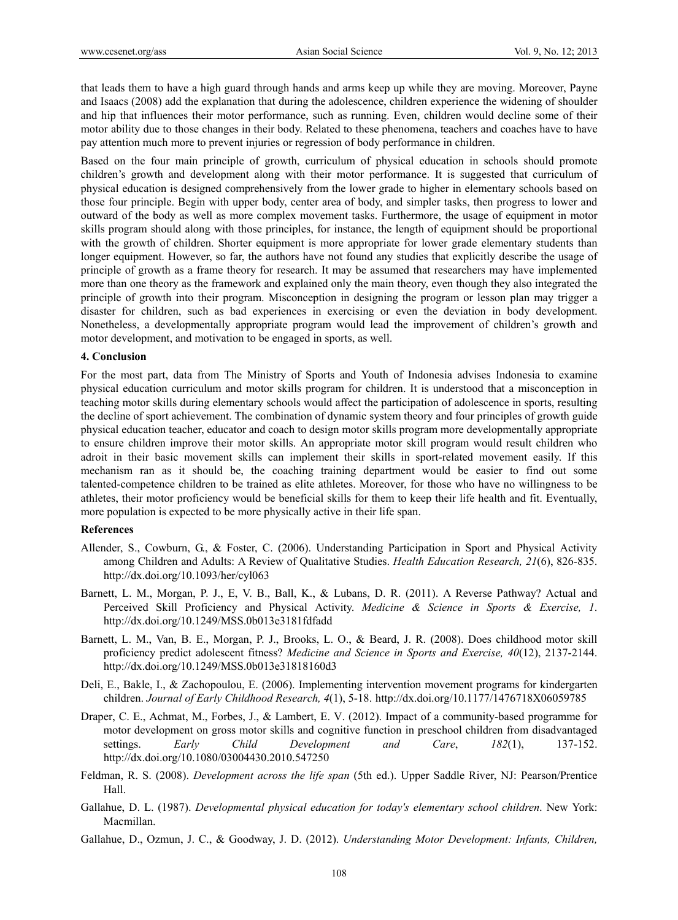that leads them to have a high guard through hands and arms keep up while they are moving. Moreover, Payne and Isaacs (2008) add the explanation that during the adolescence, children experience the widening of shoulder and hip that influences their motor performance, such as running. Even, children would decline some of their motor ability due to those changes in their body. Related to these phenomena, teachers and coaches have to have pay attention much more to prevent injuries or regression of body performance in children.

Based on the four main principle of growth, curriculum of physical education in schools should promote children's growth and development along with their motor performance. It is suggested that curriculum of physical education is designed comprehensively from the lower grade to higher in elementary schools based on those four principle. Begin with upper body, center area of body, and simpler tasks, then progress to lower and outward of the body as well as more complex movement tasks. Furthermore, the usage of equipment in motor skills program should along with those principles, for instance, the length of equipment should be proportional with the growth of children. Shorter equipment is more appropriate for lower grade elementary students than longer equipment. However, so far, the authors have not found any studies that explicitly describe the usage of principle of growth as a frame theory for research. It may be assumed that researchers may have implemented more than one theory as the framework and explained only the main theory, even though they also integrated the principle of growth into their program. Misconception in designing the program or lesson plan may trigger a disaster for children, such as bad experiences in exercising or even the deviation in body development. Nonetheless, a developmentally appropriate program would lead the improvement of children's growth and motor development, and motivation to be engaged in sports, as well.

## 4. Conclusion

For the most part, data from The Ministry of Sports and Youth of Indonesia advises Indonesia to examine physical education curriculum and motor skills program for children. It is understood that a misconception in teaching motor skills during elementary schools would affect the participation of adolescence in sports, resulting the decline of sport achievement. The combination of dynamic system theory and four principles of growth guide physical education teacher, educator and coach to design motor skills program more developmentally appropriate to ensure children improve their motor skills. An appropriate motor skill program would result children who adroit in their basic movement skills can implement their skills in sport-related movement easily. If this mechanism ran as it should be, the coaching training department would be easier to find out some talented-competence children to be trained as elite athletes. Moreover, for those who have no willingness to be athletes, their motor proficiency would be beneficial skills for them to keep their life health and fit. Eventually, more population is expected to be more physically active in their life span.

## References

Allender, S., Cowburn, G., & Foster, C. (2006). Understanding Participation in Sport and Physical Activity among Children and Adults: A Review of Qualitative Studies. *Health Education Research, 21*(6), 826-835. http://dx.doi.org/10.1093/her/cyl063

Barnett, L. M., Morgan, P. J., E, V. B., Ball, K., & Lubans, D. R. (2011). A Reverse Pathway? Actual and Perceived Skill Proficiency and Physical Activity. *Medicine & Science in Sports & Exercise, 1*. http://dx.doi.org/10.1249/MSS.0b013e3181fdfadd

Barnett, L. M., Van, B. E., Morgan, P. J., Brooks, L. O., & Beard, J. R. (2008). Does childhood motor skill proficiency predict adolescent fitness? *Medicine and Science in Sports and Exercise, 40*(12), 2137-2144. http://dx.doi.org/10.1249/MSS.0b013e31818160d3

Deli, E., Bakle, I., & Zachopoulou, E. (2006). Implementing intervention movement programs for kindergarten children. *Journal of Early Childhood Research, 4*(1), 5-18. http://dx.doi.org/10.1177/1476718X06059785

Draper, C. E., Achmat, M., Forbes, J., & Lambert, E. V. (2012). Impact of a community-based programme for motor development on gross motor skills and cognitive function in preschool children from disadvantaged settings. *Early Child Development and Care*, *182*(1), 137-152. http://dx.doi.org/10.1080/03004430.2010.547250

Feldman, R. S. (2008). *Development across the life span* (5th ed.). Upper Saddle River, NJ: Pearson/Prentice Hall.

Gallahue, D. L. (1987). *Developmental physical education for today's elementary school children*. New York: Macmillan.

Gallahue, D., Ozmun, J. C., & Goodway, J. D. (2012). *Understanding Motor Development: Infants, Children,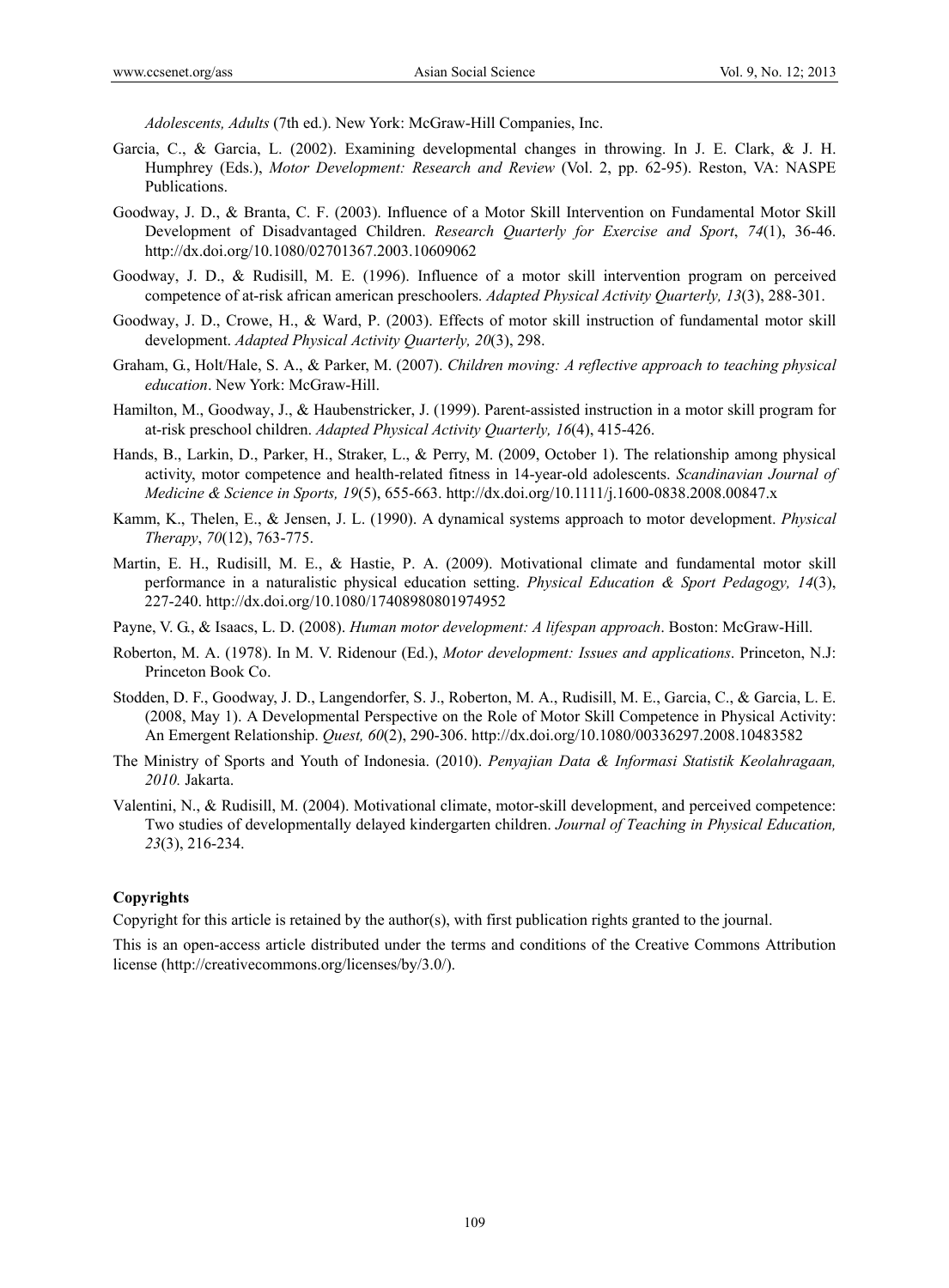*Adolescents, Adults* (7th ed.). New York: McGraw-Hill Companies, Inc.

Garcia, C., & Garcia, L. (2002). Examining developmental changes in throwing. In J. E. Clark, & J. H. Humphrey (Eds.), *Motor Development: Research and Review* (Vol. 2, pp. 62-95). Reston, VA: NASPE Publications.

Goodway, J. D., & Branta, C. F. (2003). Influence of a Motor Skill Intervention on Fundamental Motor Skill Development of Disadvantaged Children. *Research Quarterly for Exercise and Sport*, *74*(1), 36-46. http://dx.doi.org/10.1080/02701367.2003.10609062

Goodway, J. D., & Rudisill, M. E. (1996). Influence of a motor skill intervention program on perceived competence of at-risk african american preschoolers. *Adapted Physical Activity Quarterly, 13*(3), 288-301.

Goodway, J. D., Crowe, H., & Ward, P. (2003). Effects of motor skill instruction of fundamental motor skill development. *Adapted Physical Activity Quarterly, 20*(3), 298.

Graham, G., Holt/Hale, S. A., & Parker, M. (2007). *Children moving: A reflective approach to teaching physical education*. New York: McGraw-Hill.

Hamilton, M., Goodway, J., & Haubenstricker, J. (1999). Parent-assisted instruction in a motor skill program for at-risk preschool children. *Adapted Physical Activity Quarterly, 16*(4), 415-426.

Hands, B., Larkin, D., Parker, H., Straker, L., & Perry, M. (2009, October 1). The relationship among physical activity, motor competence and health-related fitness in 14-year-old adolescents. *Scandinavian Journal of Medicine & Science in Sports, 19*(5), 655-663. http://dx.doi.org/10.1111/j.1600-0838.2008.00847.x

Kamm, K., Thelen, E., & Jensen, J. L. (1990). A dynamical systems approach to motor development. *Physical Therapy*, *70*(12), 763-775.

Martin, E. H., Rudisill, M. E., & Hastie, P. A. (2009). Motivational climate and fundamental motor skill performance in a naturalistic physical education setting. *Physical Education & Sport Pedagogy, 14*(3), 227-240. http://dx.doi.org/10.1080/17408980801974952

Payne, V. G., & Isaacs, L. D. (2008). *Human motor development: A lifespan approach*. Boston: McGraw-Hill.

Roberton, M. A. (1978). In M. V. Ridenour (Ed.), *Motor development: Issues and applications*. Princeton, N.J: Princeton Book Co.

Stodden, D. F., Goodway, J. D., Langendorfer, S. J., Roberton, M. A., Rudisill, M. E., Garcia, C., & Garcia, L. E. (2008, May 1). A Developmental Perspective on the Role of Motor Skill Competence in Physical Activity: An Emergent Relationship. *Quest, 60*(2), 290-306. http://dx.doi.org/10.1080/00336297.2008.10483582

The Ministry of Sports and Youth of Indonesia. (2010). *Penyajian Data & Informasi Statistik Keolahragaan, 2010.* Jakarta.

Valentini, N., & Rudisill, M. (2004). Motivational climate, motor-skill development, and perceived competence: Two studies of developmentally delayed kindergarten children. *Journal of Teaching in Physical Education, 23*(3), 216-234.

**Copyrights**

Copyright for this article is retained by the author(s), with first publication rights granted to the journal.

This is an open-access article distributed under the terms and conditions of the Creative Commons Attribution license (http://creativecommons.org/licenses/by/3.0/).